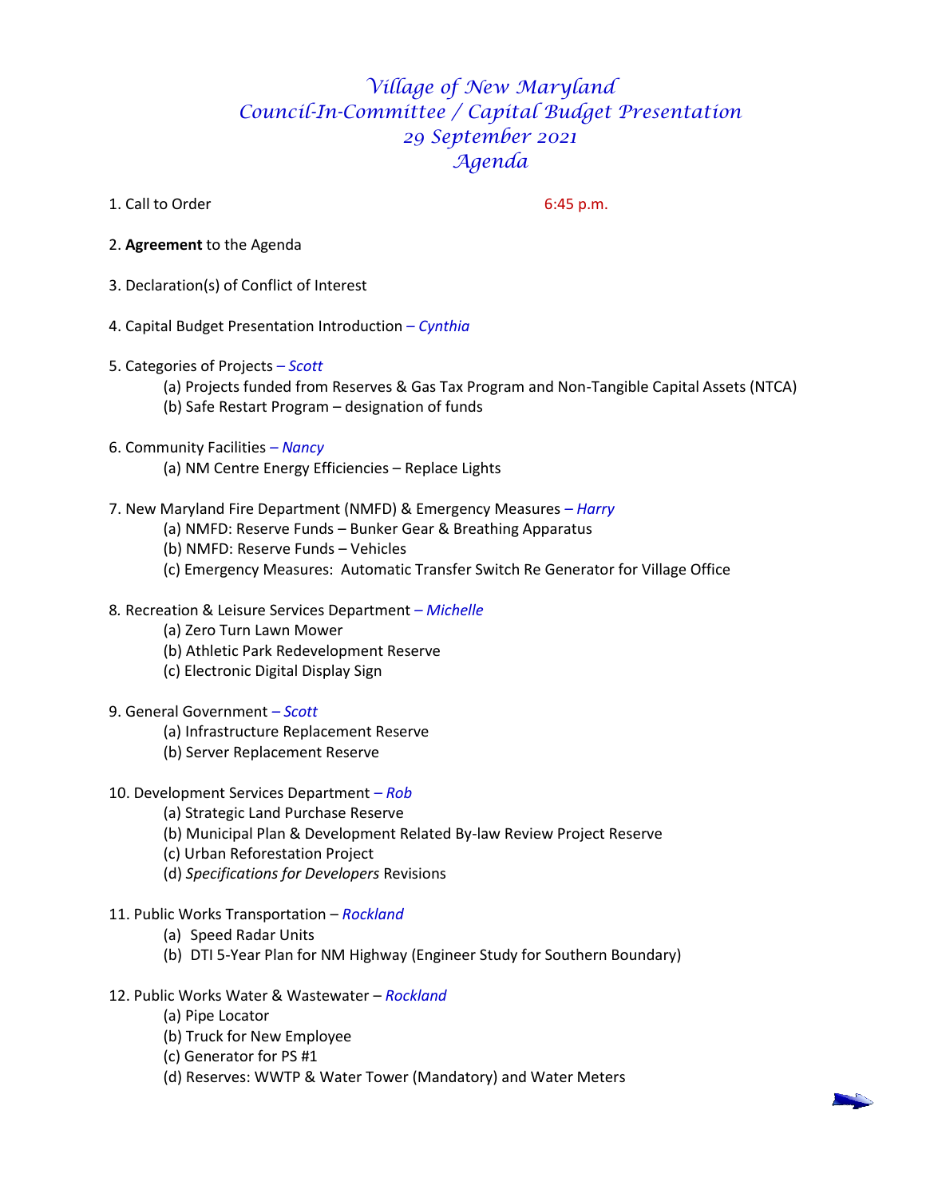# *Village of New Maryland*
# *Council-In-Committee / Capital Budget Presentation*
# *29 September 2021*
# *Agenda*

1. Call to Order — 6:45 p.m.

2. **Agreement** to the Agenda

3. Declaration(s) of Conflict of Interest

4. Capital Budget Presentation Introduction – *Cynthia*

5. Categories of Projects – *Scott*
   - (a) Projects funded from Reserves & Gas Tax Program and Non-Tangible Capital Assets (NTCA)
   - (b) Safe Restart Program – designation of funds

6. Community Facilities – *Nancy*
   - (a) NM Centre Energy Efficiencies – Replace Lights

7. New Maryland Fire Department (NMFD) & Emergency Measures – *Harry*
   - (a) NMFD: Reserve Funds – Bunker Gear & Breathing Apparatus
   - (b) NMFD: Reserve Funds – Vehicles
   - (c) Emergency Measures: Automatic Transfer Switch Re Generator for Village Office

8. Recreation & Leisure Services Department – *Michelle*
   - (a) Zero Turn Lawn Mower
   - (b) Athletic Park Redevelopment Reserve
   - (c) Electronic Digital Display Sign

9. General Government – *Scott*
   - (a) Infrastructure Replacement Reserve
   - (b) Server Replacement Reserve

10. Development Services Department – *Rob*
    - (a) Strategic Land Purchase Reserve
    - (b) Municipal Plan & Development Related By-law Review Project Reserve
    - (c) Urban Reforestation Project
    - (d) *Specifications for Developers* Revisions

11. Public Works Transportation – *Rockland*
    - (a) Speed Radar Units
    - (b) DTI 5-Year Plan for NM Highway (Engineer Study for Southern Boundary)

12. Public Works Water & Wastewater – *Rockland*
    - (a) Pipe Locator
    - (b) Truck for New Employee
    - (c) Generator for PS #1
    - (d) Reserves: WWTP & Water Tower (Mandatory) and Water Meters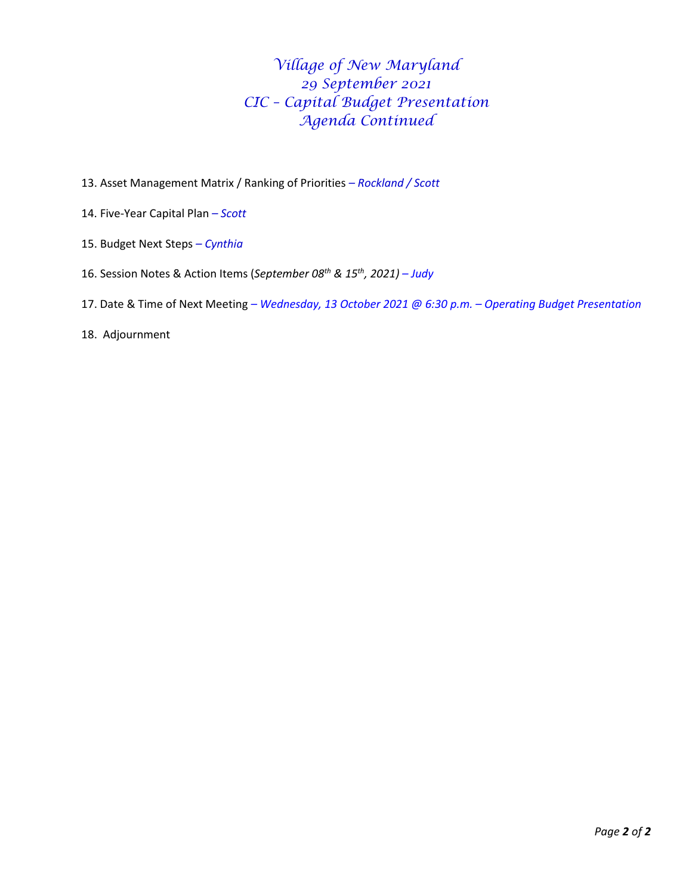# *Village of New Maryland*
# *29 September 2021*
# *CIC - Capital Budget Presentation*
# *Agenda Continued*

13. Asset Management Matrix / Ranking of Priorities – *Rockland / Scott*

14. Five-Year Capital Plan – *Scott*

15. Budget Next Steps – *Cynthia*

16. Session Notes & Action Items (*September 08th & 15th, 2021) – Judy*

17. Date & Time of Next Meeting – *Wednesday, 13 October 2021 @ 6:30 p.m. – Operating Budget Presentation*

18. Adjournment